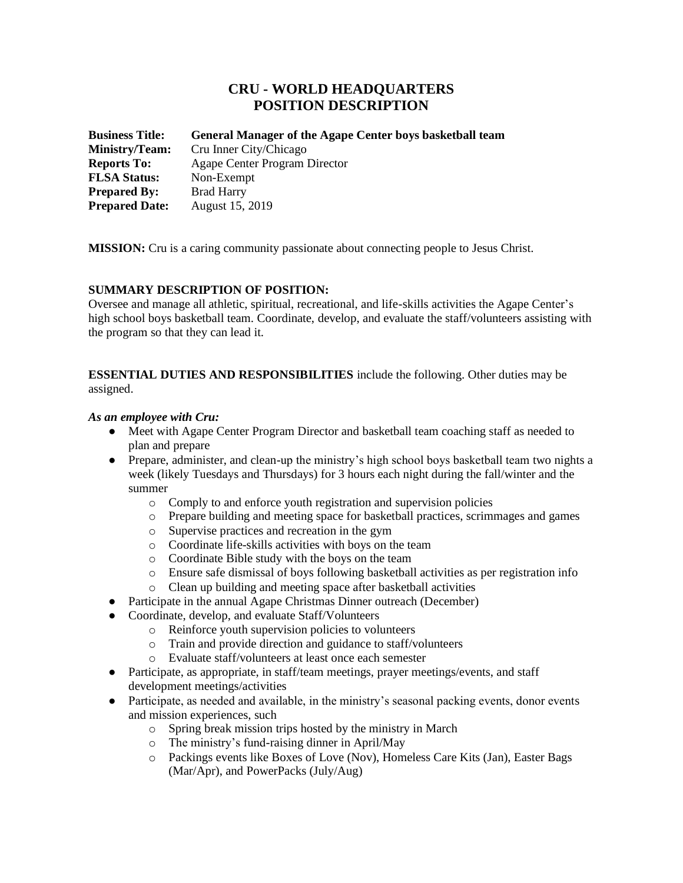# CRU - WORLD HEADQUARTERS
# POSITION DESCRIPTION

**Business Title:** **General Manager of the Agape Center boys basketball team**
**Ministry/Team:** Cru Inner City/Chicago
**Reports To:** Agape Center Program Director
**FLSA Status:** Non-Exempt
**Prepared By:** Brad Harry
**Prepared Date:** August 15, 2019

**MISSION:** Cru is a caring community passionate about connecting people to Jesus Christ.

**SUMMARY DESCRIPTION OF POSITION:**
Oversee and manage all athletic, spiritual, recreational, and life-skills activities the Agape Center's high school boys basketball team. Coordinate, develop, and evaluate the staff/volunteers assisting with the program so that they can lead it.

**ESSENTIAL DUTIES AND RESPONSIBILITIES** include the following. Other duties may be assigned.

***As an employee with Cru:***

- Meet with Agape Center Program Director and basketball team coaching staff as needed to plan and prepare
- Prepare, administer, and clean-up the ministry's high school boys basketball team two nights a week (likely Tuesdays and Thursdays) for 3 hours each night during the fall/winter and the summer
  - Comply to and enforce youth registration and supervision policies
  - Prepare building and meeting space for basketball practices, scrimmages and games
  - Supervise practices and recreation in the gym
  - Coordinate life-skills activities with boys on the team
  - Coordinate Bible study with the boys on the team
  - Ensure safe dismissal of boys following basketball activities as per registration info
  - Clean up building and meeting space after basketball activities
- Participate in the annual Agape Christmas Dinner outreach (December)
- Coordinate, develop, and evaluate Staff/Volunteers
  - Reinforce youth supervision policies to volunteers
  - Train and provide direction and guidance to staff/volunteers
  - Evaluate staff/volunteers at least once each semester
- Participate, as appropriate, in staff/team meetings, prayer meetings/events, and staff development meetings/activities
- Participate, as needed and available, in the ministry's seasonal packing events, donor events and mission experiences, such
  - Spring break mission trips hosted by the ministry in March
  - The ministry's fund-raising dinner in April/May
  - Packings events like Boxes of Love (Nov), Homeless Care Kits (Jan), Easter Bags (Mar/Apr), and PowerPacks (July/Aug)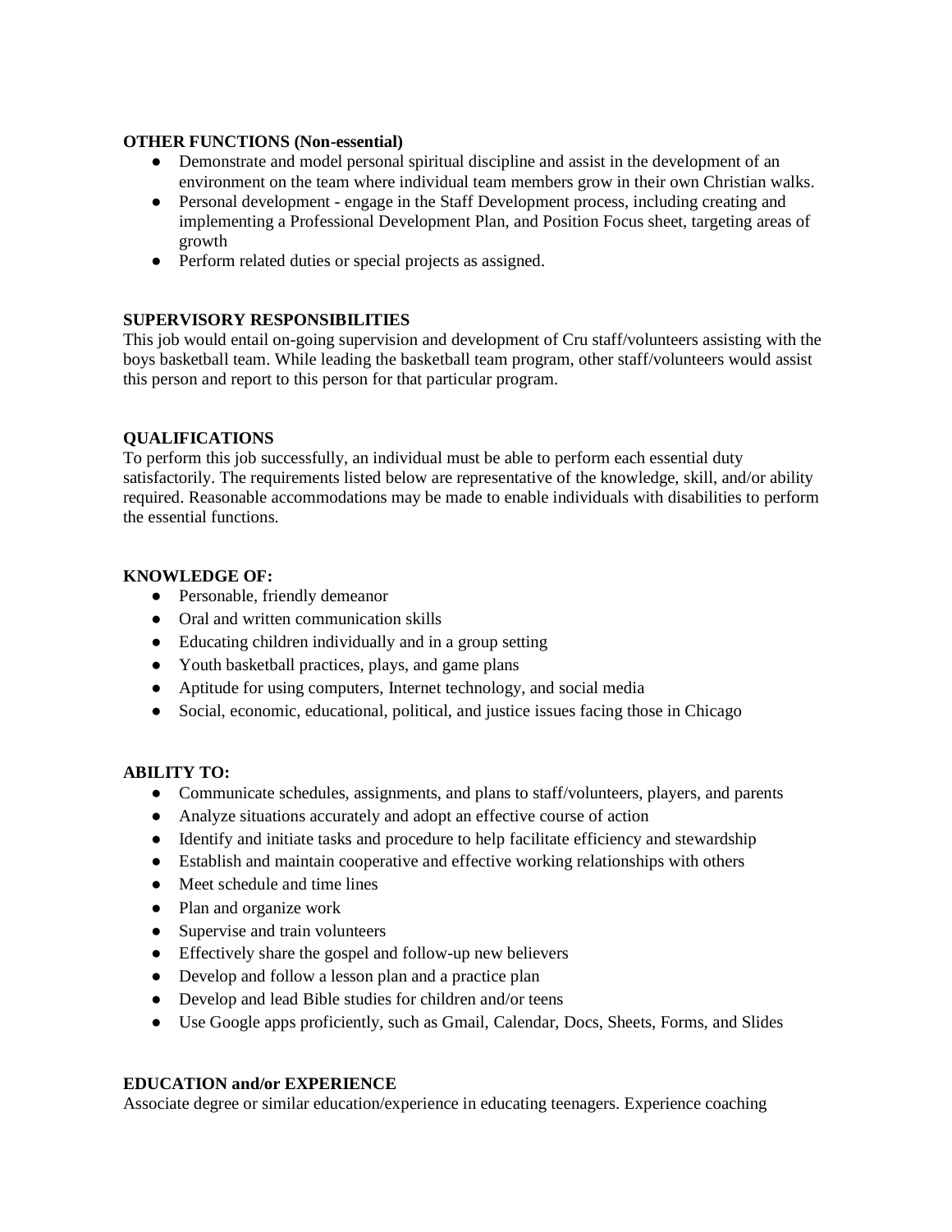**OTHER FUNCTIONS (Non-essential)**

- Demonstrate and model personal spiritual discipline and assist in the development of an environment on the team where individual team members grow in their own Christian walks.
- Personal development - engage in the Staff Development process, including creating and implementing a Professional Development Plan, and Position Focus sheet, targeting areas of growth
- Perform related duties or special projects as assigned.

**SUPERVISORY RESPONSIBILITIES**

This job would entail on-going supervision and development of Cru staff/volunteers assisting with the boys basketball team. While leading the basketball team program, other staff/volunteers would assist this person and report to this person for that particular program.

**QUALIFICATIONS**

To perform this job successfully, an individual must be able to perform each essential duty satisfactorily. The requirements listed below are representative of the knowledge, skill, and/or ability required. Reasonable accommodations may be made to enable individuals with disabilities to perform the essential functions.

**KNOWLEDGE OF:**

- Personable, friendly demeanor
- Oral and written communication skills
- Educating children individually and in a group setting
- Youth basketball practices, plays, and game plans
- Aptitude for using computers, Internet technology, and social media
- Social, economic, educational, political, and justice issues facing those in Chicago

**ABILITY TO:**

- Communicate schedules, assignments, and plans to staff/volunteers, players, and parents
- Analyze situations accurately and adopt an effective course of action
- Identify and initiate tasks and procedure to help facilitate efficiency and stewardship
- Establish and maintain cooperative and effective working relationships with others
- Meet schedule and time lines
- Plan and organize work
- Supervise and train volunteers
- Effectively share the gospel and follow-up new believers
- Develop and follow a lesson plan and a practice plan
- Develop and lead Bible studies for children and/or teens
- Use Google apps proficiently, such as Gmail, Calendar, Docs, Sheets, Forms, and Slides

**EDUCATION and/or EXPERIENCE**

Associate degree or similar education/experience in educating teenagers. Experience coaching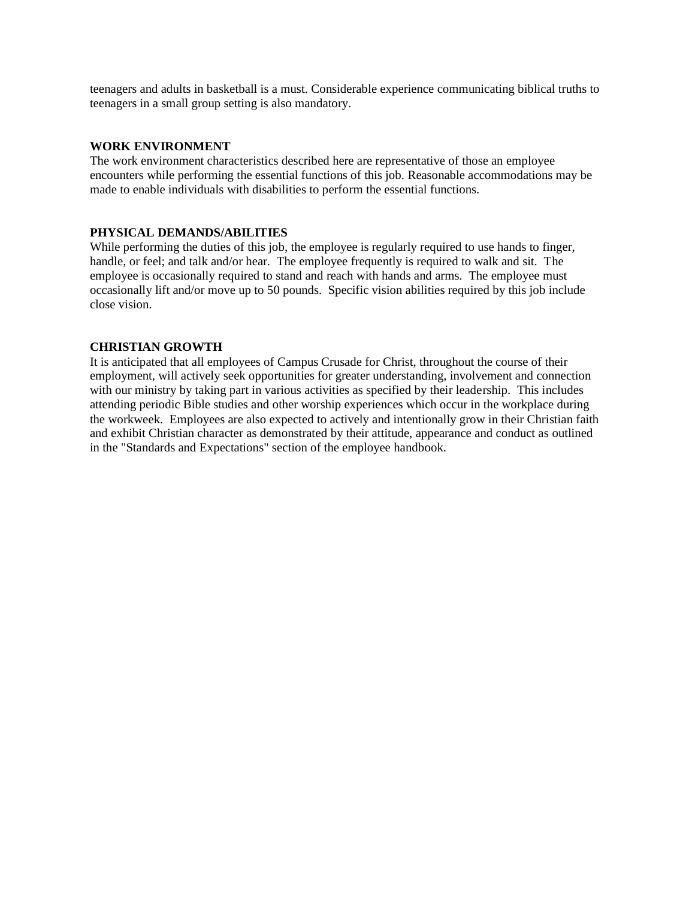teenagers and adults in basketball is a must. Considerable experience communicating biblical truths to teenagers in a small group setting is also mandatory.

**WORK ENVIRONMENT**

The work environment characteristics described here are representative of those an employee encounters while performing the essential functions of this job. Reasonable accommodations may be made to enable individuals with disabilities to perform the essential functions.

**PHYSICAL DEMANDS/ABILITIES**

While performing the duties of this job, the employee is regularly required to use hands to finger, handle, or feel; and talk and/or hear. The employee frequently is required to walk and sit. The employee is occasionally required to stand and reach with hands and arms. The employee must occasionally lift and/or move up to 50 pounds. Specific vision abilities required by this job include close vision.

**CHRISTIAN GROWTH**

It is anticipated that all employees of Campus Crusade for Christ, throughout the course of their employment, will actively seek opportunities for greater understanding, involvement and connection with our ministry by taking part in various activities as specified by their leadership. This includes attending periodic Bible studies and other worship experiences which occur in the workplace during the workweek. Employees are also expected to actively and intentionally grow in their Christian faith and exhibit Christian character as demonstrated by their attitude, appearance and conduct as outlined in the "Standards and Expectations" section of the employee handbook.